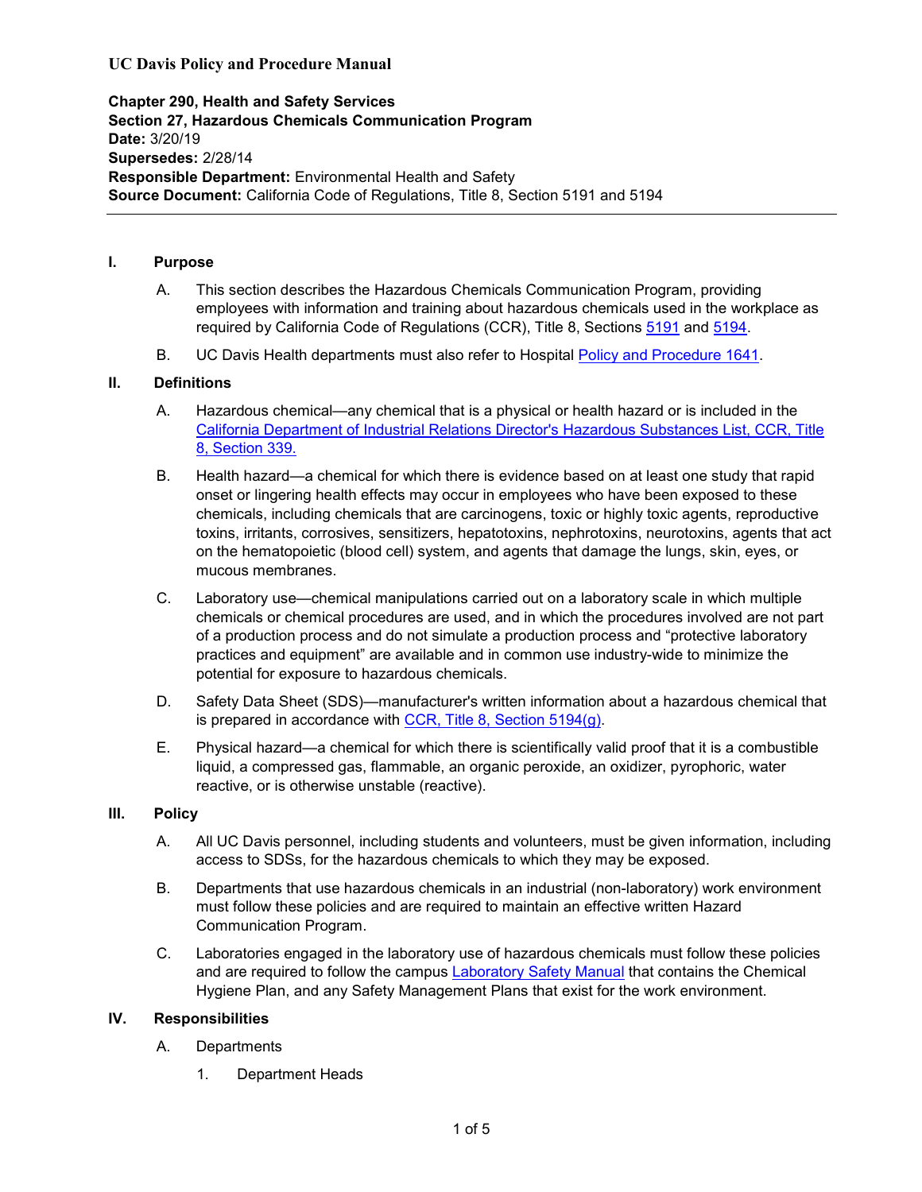**UC Davis Policy and Procedure Manual**

**Chapter 290, Health and Safety Services**
**Section 27, Hazardous Chemicals Communication Program**
**Date:** 3/20/19
**Supersedes:** 2/28/14
**Responsible Department:** Environmental Health and Safety
**Source Document:** California Code of Regulations, Title 8, Section 5191 and 5194

---

## I. Purpose

A. This section describes the Hazardous Chemicals Communication Program, providing employees with information and training about hazardous chemicals used in the workplace as required by California Code of Regulations (CCR), Title 8, Sections 5191 and 5194.

B. UC Davis Health departments must also refer to Hospital Policy and Procedure 1641.

## II. Definitions

A. Hazardous chemical—any chemical that is a physical or health hazard or is included in the California Department of Industrial Relations Director's Hazardous Substances List, CCR, Title 8, Section 339.

B. Health hazard—a chemical for which there is evidence based on at least one study that rapid onset or lingering health effects may occur in employees who have been exposed to these chemicals, including chemicals that are carcinogens, toxic or highly toxic agents, reproductive toxins, irritants, corrosives, sensitizers, hepatotoxins, nephrotoxins, neurotoxins, agents that act on the hematopoietic (blood cell) system, and agents that damage the lungs, skin, eyes, or mucous membranes.

C. Laboratory use—chemical manipulations carried out on a laboratory scale in which multiple chemicals or chemical procedures are used, and in which the procedures involved are not part of a production process and do not simulate a production process and "protective laboratory practices and equipment" are available and in common use industry-wide to minimize the potential for exposure to hazardous chemicals.

D. Safety Data Sheet (SDS)—manufacturer's written information about a hazardous chemical that is prepared in accordance with CCR, Title 8, Section 5194(g).

E. Physical hazard—a chemical for which there is scientifically valid proof that it is a combustible liquid, a compressed gas, flammable, an organic peroxide, an oxidizer, pyrophoric, water reactive, or is otherwise unstable (reactive).

## III. Policy

A. All UC Davis personnel, including students and volunteers, must be given information, including access to SDSs, for the hazardous chemicals to which they may be exposed.

B. Departments that use hazardous chemicals in an industrial (non-laboratory) work environment must follow these policies and are required to maintain an effective written Hazard Communication Program.

C. Laboratories engaged in the laboratory use of hazardous chemicals must follow these policies and are required to follow the campus Laboratory Safety Manual that contains the Chemical Hygiene Plan, and any Safety Management Plans that exist for the work environment.

## IV. Responsibilities

A. Departments

1. Department Heads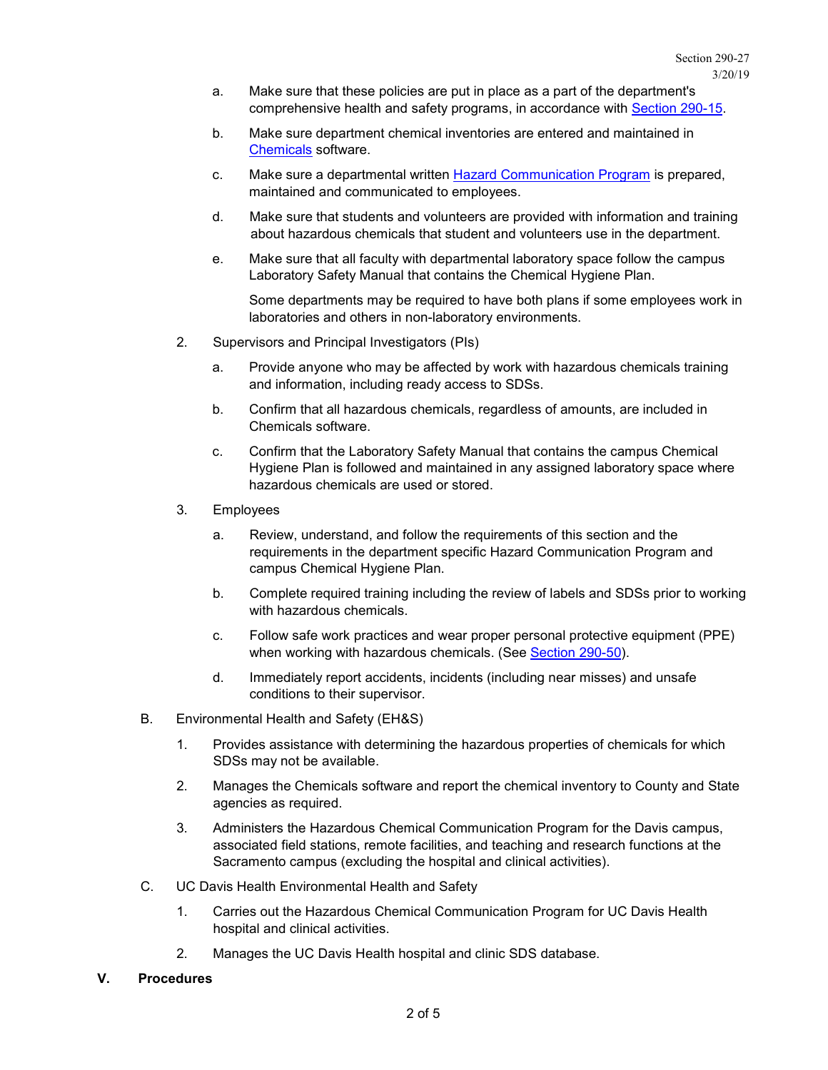a. Make sure that these policies are put in place as a part of the department's comprehensive health and safety programs, in accordance with [Section 290-15](#).

   b. Make sure department chemical inventories are entered and maintained in [Chemicals](#) software.

   c. Make sure a departmental written [Hazard Communication Program](#) is prepared, maintained and communicated to employees.

   d. Make sure that students and volunteers are provided with information and training about hazardous chemicals that student and volunteers use in the department.

   e. Make sure that all faculty with departmental laboratory space follow the campus Laboratory Safety Manual that contains the Chemical Hygiene Plan.

      Some departments may be required to have both plans if some employees work in laboratories and others in non-laboratory environments.

2. Supervisors and Principal Investigators (PIs)

   a. Provide anyone who may be affected by work with hazardous chemicals training and information, including ready access to SDSs.

   b. Confirm that all hazardous chemicals, regardless of amounts, are included in Chemicals software.

   c. Confirm that the Laboratory Safety Manual that contains the campus Chemical Hygiene Plan is followed and maintained in any assigned laboratory space where hazardous chemicals are used or stored.

3. Employees

   a. Review, understand, and follow the requirements of this section and the requirements in the department specific Hazard Communication Program and campus Chemical Hygiene Plan.

   b. Complete required training including the review of labels and SDSs prior to working with hazardous chemicals.

   c. Follow safe work practices and wear proper personal protective equipment (PPE) when working with hazardous chemicals. (See [Section 290-50](#)).

   d. Immediately report accidents, incidents (including near misses) and unsafe conditions to their supervisor.

B. Environmental Health and Safety (EH&S)

1. Provides assistance with determining the hazardous properties of chemicals for which SDSs may not be available.

2. Manages the Chemicals software and report the chemical inventory to County and State agencies as required.

3. Administers the Hazardous Chemical Communication Program for the Davis campus, associated field stations, remote facilities, and teaching and research functions at the Sacramento campus (excluding the hospital and clinical activities).

C. UC Davis Health Environmental Health and Safety

1. Carries out the Hazardous Chemical Communication Program for UC Davis Health hospital and clinical activities.

2. Manages the UC Davis Health hospital and clinic SDS database.

## V. Procedures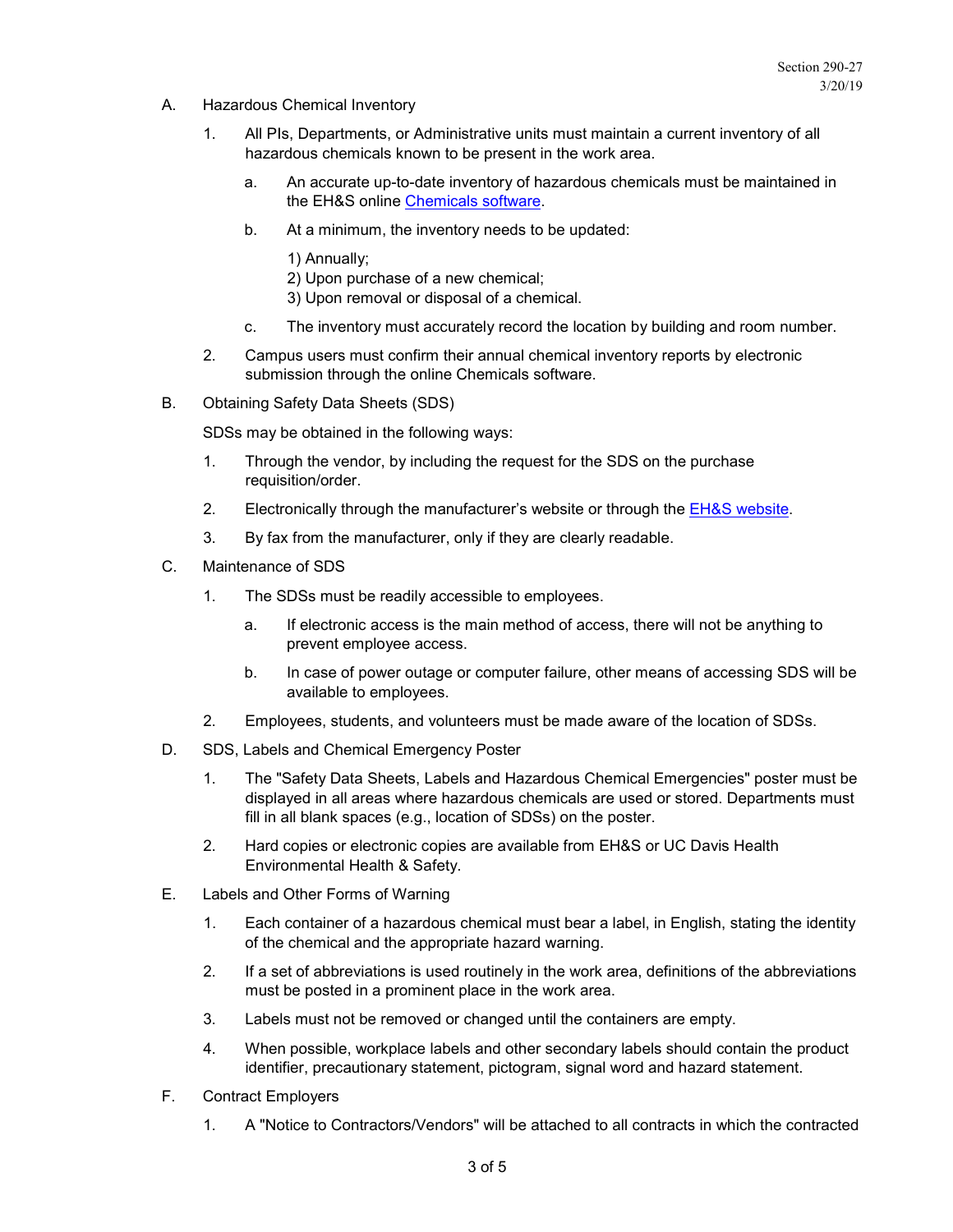A. Hazardous Chemical Inventory

1. All PIs, Departments, or Administrative units must maintain a current inventory of all hazardous chemicals known to be present in the work area.

    a. An accurate up-to-date inventory of hazardous chemicals must be maintained in the EH&S online [Chemicals software](#).

    b. At a minimum, the inventory needs to be updated:

        1) Annually;
        2) Upon purchase of a new chemical;
        3) Upon removal or disposal of a chemical.

    c. The inventory must accurately record the location by building and room number.

2. Campus users must confirm their annual chemical inventory reports by electronic submission through the online Chemicals software.

B. Obtaining Safety Data Sheets (SDS)

SDSs may be obtained in the following ways:

1. Through the vendor, by including the request for the SDS on the purchase requisition/order.

2. Electronically through the manufacturer's website or through the [EH&S website](#).

3. By fax from the manufacturer, only if they are clearly readable.

C. Maintenance of SDS

1. The SDSs must be readily accessible to employees.

    a. If electronic access is the main method of access, there will not be anything to prevent employee access.

    b. In case of power outage or computer failure, other means of accessing SDS will be available to employees.

2. Employees, students, and volunteers must be made aware of the location of SDSs.

D. SDS, Labels and Chemical Emergency Poster

1. The "Safety Data Sheets, Labels and Hazardous Chemical Emergencies" poster must be displayed in all areas where hazardous chemicals are used or stored. Departments must fill in all blank spaces (e.g., location of SDSs) on the poster.

2. Hard copies or electronic copies are available from EH&S or UC Davis Health Environmental Health & Safety.

E. Labels and Other Forms of Warning

1. Each container of a hazardous chemical must bear a label, in English, stating the identity of the chemical and the appropriate hazard warning.

2. If a set of abbreviations is used routinely in the work area, definitions of the abbreviations must be posted in a prominent place in the work area.

3. Labels must not be removed or changed until the containers are empty.

4. When possible, workplace labels and other secondary labels should contain the product identifier, precautionary statement, pictogram, signal word and hazard statement.

F. Contract Employers

1. A "Notice to Contractors/Vendors" will be attached to all contracts in which the contracted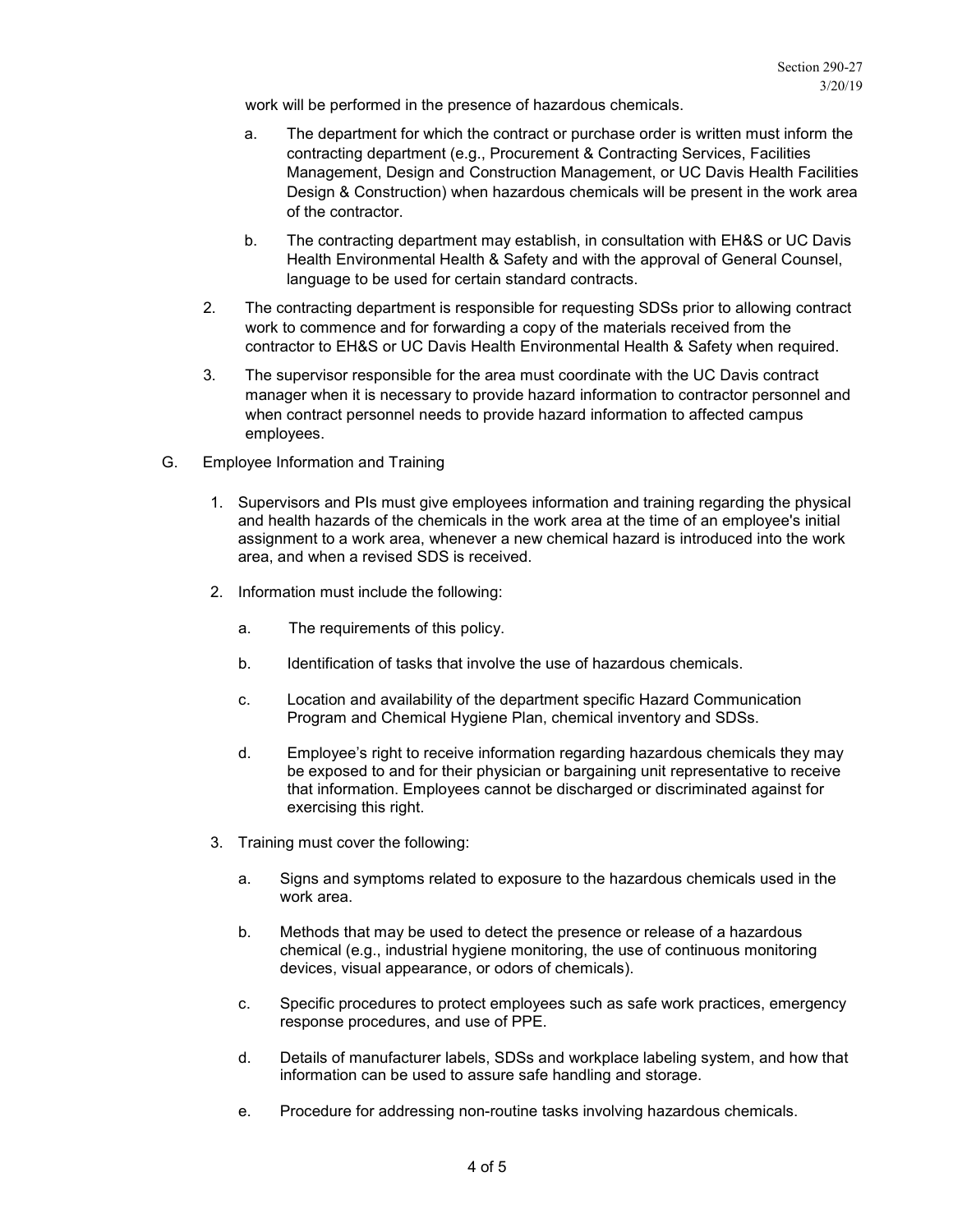work will be performed in the presence of hazardous chemicals.

a. The department for which the contract or purchase order is written must inform the contracting department (e.g., Procurement & Contracting Services, Facilities Management, Design and Construction Management, or UC Davis Health Facilities Design & Construction) when hazardous chemicals will be present in the work area of the contractor.

b. The contracting department may establish, in consultation with EH&S or UC Davis Health Environmental Health & Safety and with the approval of General Counsel, language to be used for certain standard contracts.

2. The contracting department is responsible for requesting SDSs prior to allowing contract work to commence and for forwarding a copy of the materials received from the contractor to EH&S or UC Davis Health Environmental Health & Safety when required.

3. The supervisor responsible for the area must coordinate with the UC Davis contract manager when it is necessary to provide hazard information to contractor personnel and when contract personnel needs to provide hazard information to affected campus employees.

G. Employee Information and Training

1. Supervisors and PIs must give employees information and training regarding the physical and health hazards of the chemicals in the work area at the time of an employee's initial assignment to a work area, whenever a new chemical hazard is introduced into the work area, and when a revised SDS is received.

2. Information must include the following:

   a. The requirements of this policy.

   b. Identification of tasks that involve the use of hazardous chemicals.

   c. Location and availability of the department specific Hazard Communication Program and Chemical Hygiene Plan, chemical inventory and SDSs.

   d. Employee's right to receive information regarding hazardous chemicals they may be exposed to and for their physician or bargaining unit representative to receive that information. Employees cannot be discharged or discriminated against for exercising this right.

3. Training must cover the following:

   a. Signs and symptoms related to exposure to the hazardous chemicals used in the work area.

   b. Methods that may be used to detect the presence or release of a hazardous chemical (e.g., industrial hygiene monitoring, the use of continuous monitoring devices, visual appearance, or odors of chemicals).

   c. Specific procedures to protect employees such as safe work practices, emergency response procedures, and use of PPE.

   d. Details of manufacturer labels, SDSs and workplace labeling system, and how that information can be used to assure safe handling and storage.

   e. Procedure for addressing non-routine tasks involving hazardous chemicals.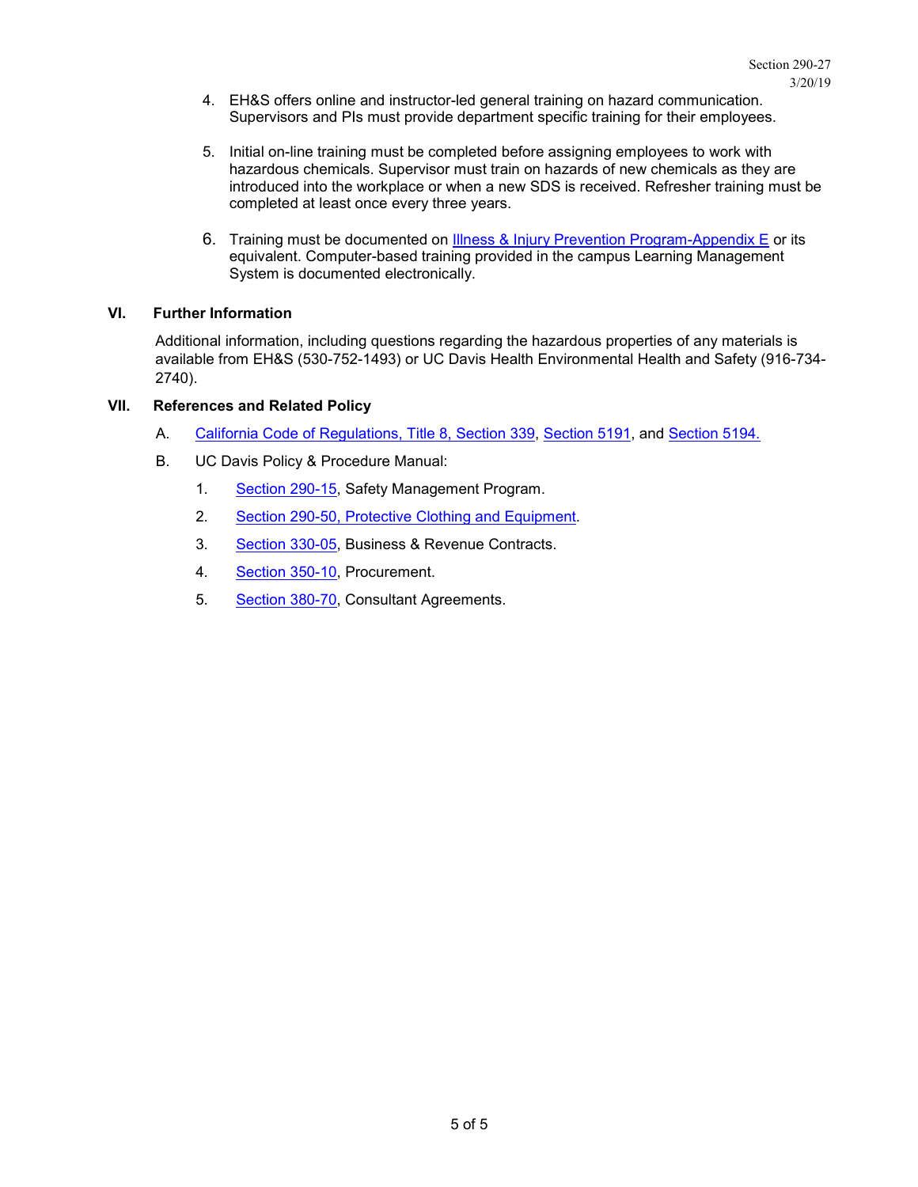4. EH&S offers online and instructor-led general training on hazard communication. Supervisors and PIs must provide department specific training for their employees.

5. Initial on-line training must be completed before assigning employees to work with hazardous chemicals. Supervisor must train on hazards of new chemicals as they are introduced into the workplace or when a new SDS is received. Refresher training must be completed at least once every three years.

6. Training must be documented on Illness & Injury Prevention Program-Appendix E or its equivalent. Computer-based training provided in the campus Learning Management System is documented electronically.

## VI. Further Information

Additional information, including questions regarding the hazardous properties of any materials is available from EH&S (530-752-1493) or UC Davis Health Environmental Health and Safety (916-734-2740).

## VII. References and Related Policy

A. California Code of Regulations, Title 8, Section 339, Section 5191, and Section 5194.

B. UC Davis Policy & Procedure Manual:

1. Section 290-15, Safety Management Program.
2. Section 290-50, Protective Clothing and Equipment.
3. Section 330-05, Business & Revenue Contracts.
4. Section 350-10, Procurement.
5. Section 380-70, Consultant Agreements.